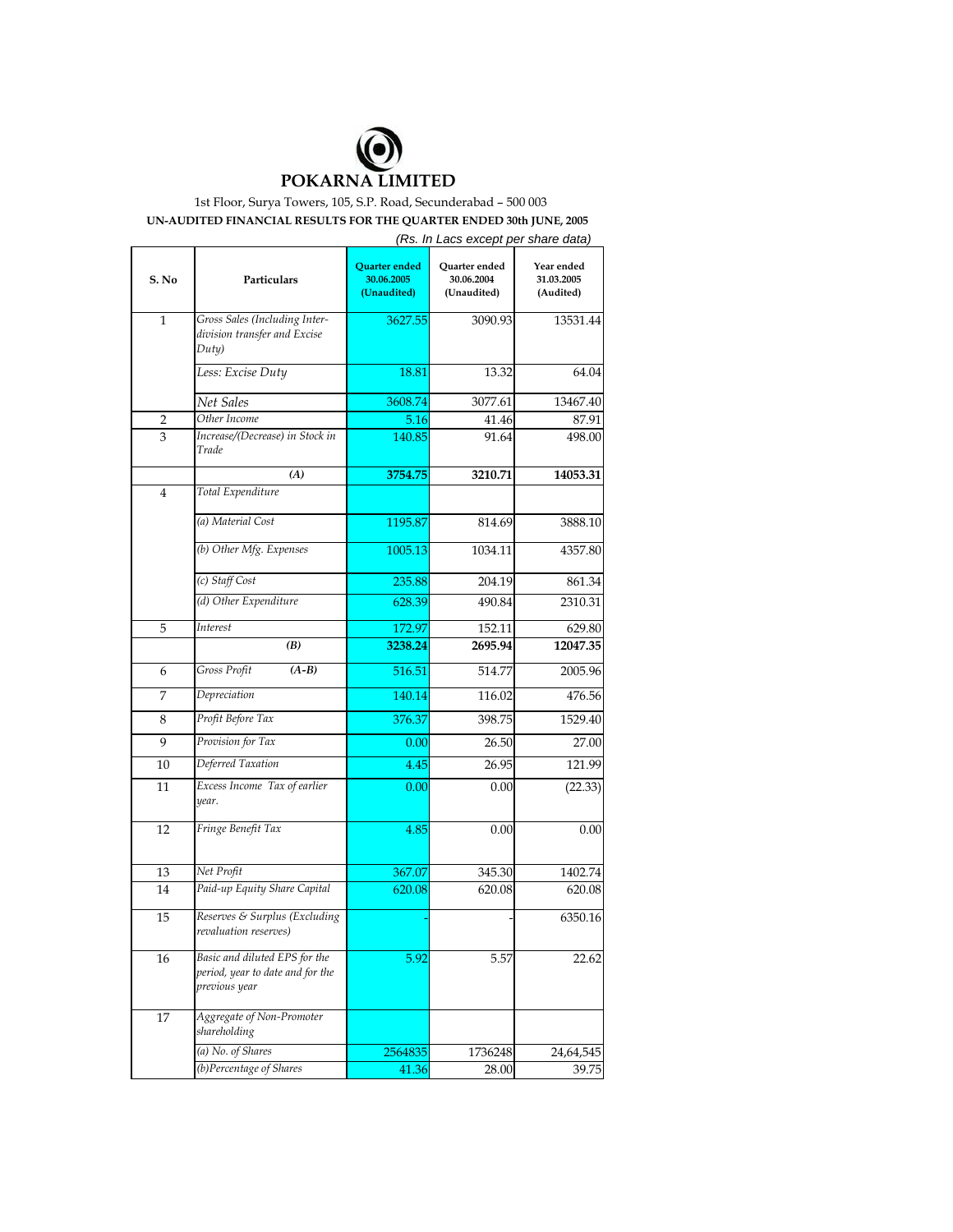# POKARNA LIMITED

1st Floor, Surya Towers, 105, S.P. Road, Secunderabad – 500 003

**UN-AUDITED FINANCIAL RESULTS FOR THE QUARTER ENDED 30th JUNE, 2005**

*(Rs. In Lacs except per share data)*

| S. No | Particulars | Quarter ended 30.06.2005 (Unaudited) | Quarter ended 30.06.2004 (Unaudited) | Year ended 31.03.2005 (Audited) |
|---|---|---|---|---|
| 1 | *Gross Sales (Including Inter-division transfer and Excise Duty)* | 3627.55 | 3090.93 | 13531.44 |
| | *Less: Excise Duty* | 18.81 | 13.32 | 64.04 |
| | *Net Sales* | 3608.74 | 3077.61 | 13467.40 |
| 2 | *Other Income* | 5.16 | 41.46 | 87.91 |
| 3 | *Increase/(Decrease) in Stock in Trade* | 140.85 | 91.64 | 498.00 |
| | ***(A)*** | **3754.75** | **3210.71** | **14053.31** |
| 4 | *Total Expenditure* | | | |
| | *(a) Material Cost* | 1195.87 | 814.69 | 3888.10 |
| | *(b) Other Mfg. Expenses* | 1005.13 | 1034.11 | 4357.80 |
| | *(c) Staff Cost* | 235.88 | 204.19 | 861.34 |
| | *(d) Other Expenditure* | 628.39 | 490.84 | 2310.31 |
| 5 | *Interest* | 172.97 | 152.11 | 629.80 |
| | ***(B)*** | **3238.24** | **2695.94** | **12047.35** |
| 6 | *Gross Profit* ***(A-B)*** | 516.51 | 514.77 | 2005.96 |
| 7 | *Depreciation* | 140.14 | 116.02 | 476.56 |
| 8 | *Profit Before Tax* | 376.37 | 398.75 | 1529.40 |
| 9 | *Provision for Tax* | 0.00 | 26.50 | 27.00 |
| 10 | *Deferred Taxation* | 4.45 | 26.95 | 121.99 |
| 11 | *Excess Income Tax of earlier year.* | 0.00 | 0.00 | (22.33) |
| 12 | *Fringe Benefit Tax* | 4.85 | 0.00 | 0.00 |
| 13 | *Net Profit* | 367.07 | 345.30 | 1402.74 |
| 14 | *Paid-up Equity Share Capital* | 620.08 | 620.08 | 620.08 |
| 15 | *Reserves & Surplus (Excluding revaluation reserves)* | - | - | 6350.16 |
| 16 | *Basic and diluted EPS for the period, year to date and for the previous year* | 5.92 | 5.57 | 22.62 |
| 17 | *Aggregate of Non-Promoter shareholding* | | | |
| | *(a) No. of Shares* | 2564835 | 1736248 | 24,64,545 |
| | *(b)Percentage of Shares* | 41.36 | 28.00 | 39.75 |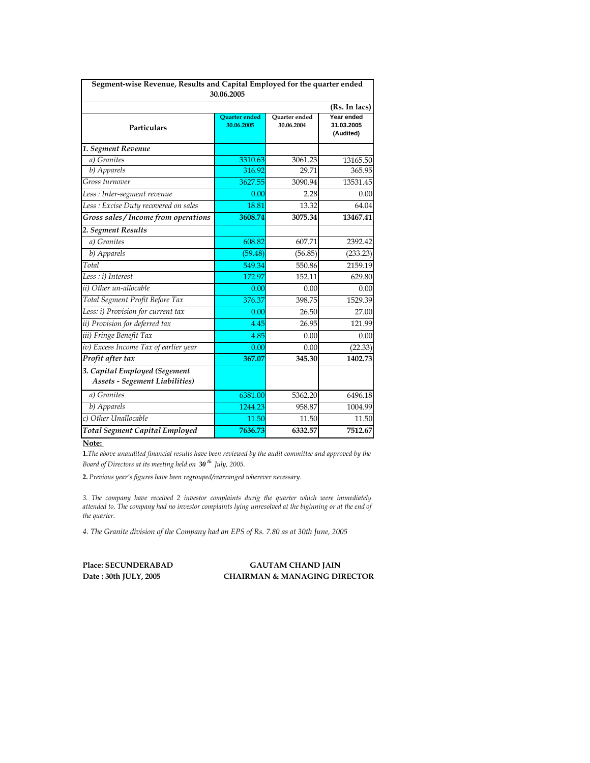| Segment-wise Revenue, Results and Capital Employed for the quarter ended 30.06.2005 | | | |
|---|---|---|---|
| | | | (Rs. In lacs) |
| **Particulars** | Quarter ended 30.06.2005 | Quarter ended 30.06.2004 | Year ended 31.03.2005 (Audited) |
| ***1. Segment Revenue*** | | | |
| *a) Granites* | 3310.63 | 3061.23 | 13165.50 |
| *b) Apparels* | 316.92 | 29.71 | 365.95 |
| *Gross turnover* | 3627.55 | 3090.94 | 13531.45 |
| *Less : Inter-segment revenue* | 0.00 | 2.28 | 0.00 |
| *Less : Excise Duty recovered on sales* | 18.81 | 13.32 | 64.04 |
| ***Gross sales / Income from operations*** | **3608.74** | **3075.34** | **13467.41** |
| ***2. Segment Results*** | | | |
| *a) Granites* | 608.82 | 607.71 | 2392.42 |
| *b) Apparels* | (59.48) | (56.85) | (233.23) |
| *Total* | 549.34 | 550.86 | 2159.19 |
| *Less : i) Interest* | 172.97 | 152.11 | 629.80 |
| *ii) Other un-allocable* | 0.00 | 0.00 | 0.00 |
| *Total Segment Profit Before Tax* | 376.37 | 398.75 | 1529.39 |
| *Less: i) Provision for current tax* | 0.00 | 26.50 | 27.00 |
| *ii) Provision for deferred tax* | 4.45 | 26.95 | 121.99 |
| *iii) Fringe Benefit Tax* | 4.85 | 0.00 | 0.00 |
| *iv) Excess Income Tax of earlier year* | 0.00 | 0.00 | (22.33) |
| ***Profit after tax*** | **367.07** | **345.30** | **1402.73** |
| ***3. Capital Employed (Segement Assets - Segement Liabilities)*** | | | |
| *a) Granites* | 6381.00 | 5362.20 | 6496.18 |
| *b) Apparels* | 1244.23 | 958.87 | 1004.99 |
| *c) Other Unallocable* | 11.50 | 11.50 | 11.50 |
| ***Total Segment Capital Employed*** | **7636.73** | **6332.57** | **7512.67** |

**Note:**

**1.***The above unaudited financial results have been reviewed by the audit committee and approved by the Board of Directors at its meeting held on* ***30th*** *July, 2005.*

**2.** *Previous year's figures have been regrouped/rearranged wherever necessary.*

*3. The company have received 2 investor complaints durig the quarter which were immediately attended to. The company had no investor complaints lying unresolved at the biginning or at the end of the quarter.*

*4. The Granite division of the Company had an EPS of Rs. 7.80 as at 30th June, 2005*

**Place: SECUNDERABAD** **GAUTAM CHAND JAIN**
**Date : 30th JULY, 2005** **CHAIRMAN & MANAGING DIRECTOR**